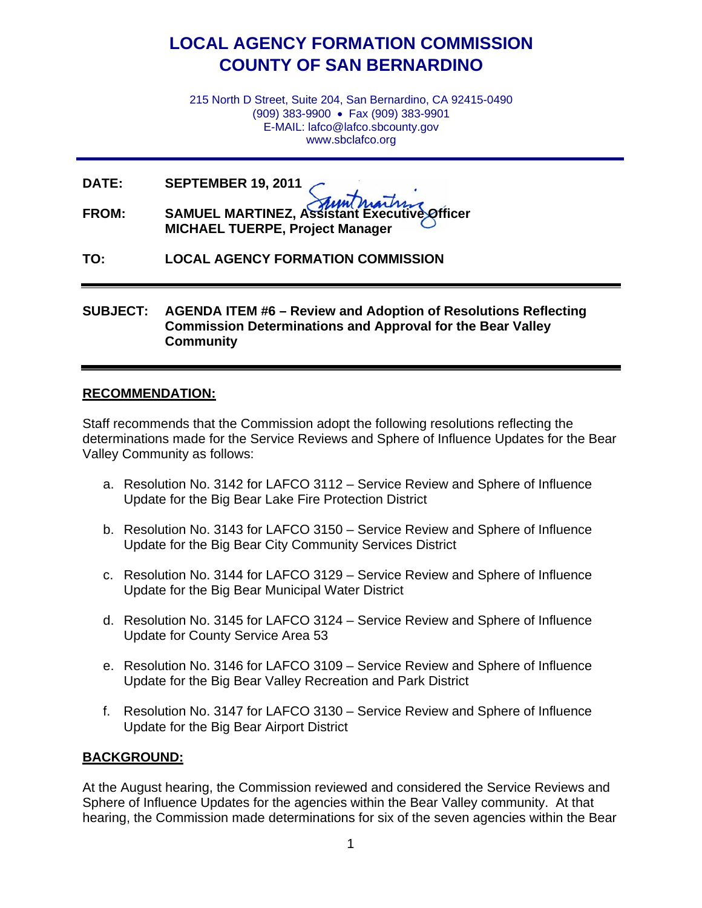# LOCAL AGENCY FORMATION COMMISSION
# COUNTY OF SAN BERNARDINO

215 North D Street, Suite 204, San Bernardino, CA 92415-0490
(909) 383-9900 • Fax (909) 383-9901
E-MAIL: lafco@lafco.sbcounty.gov
www.sbclafco.org

---

**DATE:** **SEPTEMBER 19, 2011**

**FROM:** **SAMUEL MARTINEZ, Assistant Executive Officer**
**MICHAEL TUERPE, Project Manager**

**TO:** **LOCAL AGENCY FORMATION COMMISSION**

---

**SUBJECT:** **AGENDA ITEM #6 – Review and Adoption of Resolutions Reflecting Commission Determinations and Approval for the Bear Valley Community**

---

## RECOMMENDATION:

Staff recommends that the Commission adopt the following resolutions reflecting the determinations made for the Service Reviews and Sphere of Influence Updates for the Bear Valley Community as follows:

a. Resolution No. 3142 for LAFCO 3112 – Service Review and Sphere of Influence Update for the Big Bear Lake Fire Protection District

b. Resolution No. 3143 for LAFCO 3150 – Service Review and Sphere of Influence Update for the Big Bear City Community Services District

c. Resolution No. 3144 for LAFCO 3129 – Service Review and Sphere of Influence Update for the Big Bear Municipal Water District

d. Resolution No. 3145 for LAFCO 3124 – Service Review and Sphere of Influence Update for County Service Area 53

e. Resolution No. 3146 for LAFCO 3109 – Service Review and Sphere of Influence Update for the Big Bear Valley Recreation and Park District

f. Resolution No. 3147 for LAFCO 3130 – Service Review and Sphere of Influence Update for the Big Bear Airport District

## BACKGROUND:

At the August hearing, the Commission reviewed and considered the Service Reviews and Sphere of Influence Updates for the agencies within the Bear Valley community. At that hearing, the Commission made determinations for six of the seven agencies within the Bear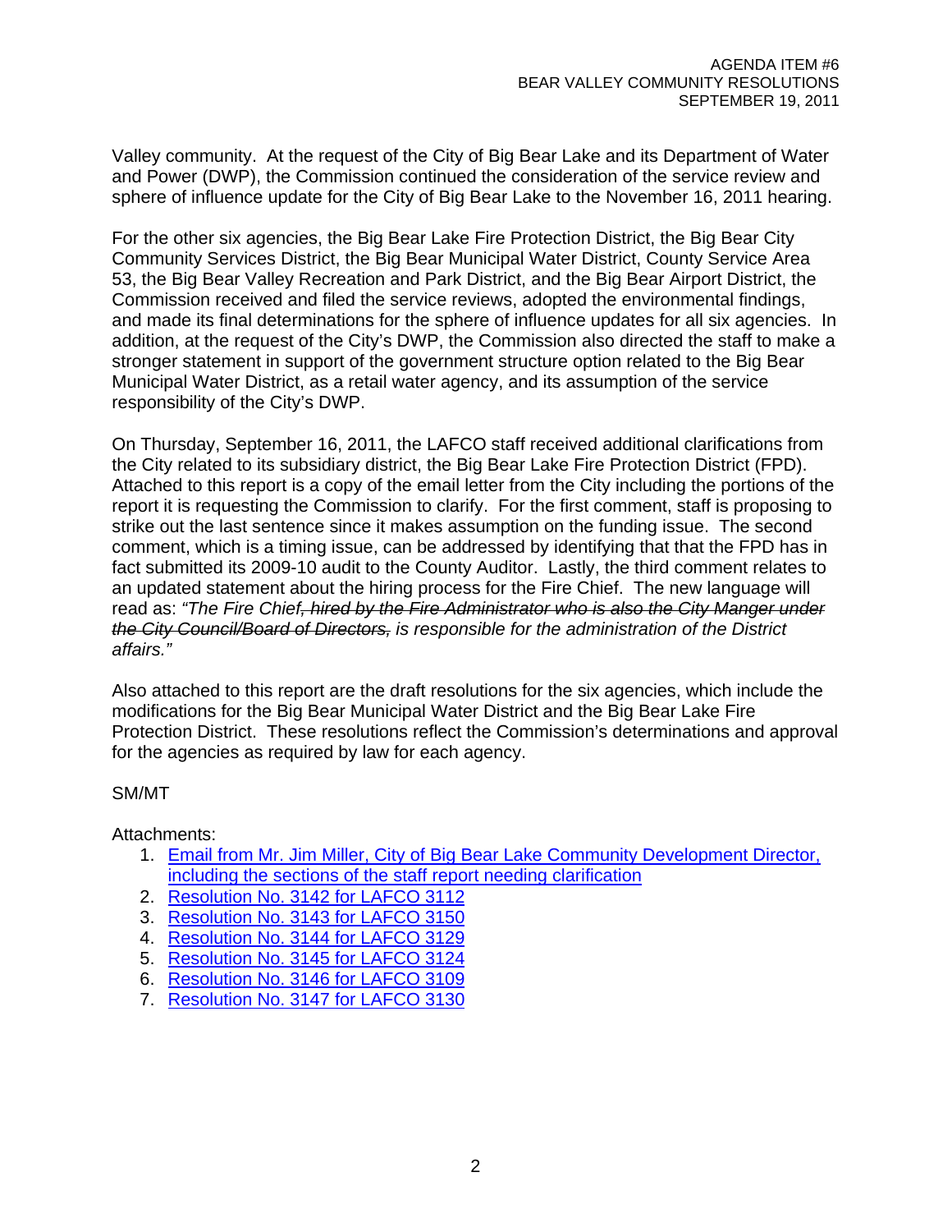Valley community. At the request of the City of Big Bear Lake and its Department of Water and Power (DWP), the Commission continued the consideration of the service review and sphere of influence update for the City of Big Bear Lake to the November 16, 2011 hearing.

For the other six agencies, the Big Bear Lake Fire Protection District, the Big Bear City Community Services District, the Big Bear Municipal Water District, County Service Area 53, the Big Bear Valley Recreation and Park District, and the Big Bear Airport District, the Commission received and filed the service reviews, adopted the environmental findings, and made its final determinations for the sphere of influence updates for all six agencies. In addition, at the request of the City's DWP, the Commission also directed the staff to make a stronger statement in support of the government structure option related to the Big Bear Municipal Water District, as a retail water agency, and its assumption of the service responsibility of the City's DWP.

On Thursday, September 16, 2011, the LAFCO staff received additional clarifications from the City related to its subsidiary district, the Big Bear Lake Fire Protection District (FPD). Attached to this report is a copy of the email letter from the City including the portions of the report it is requesting the Commission to clarify. For the first comment, staff is proposing to strike out the last sentence since it makes assumption on the funding issue. The second comment, which is a timing issue, can be addressed by identifying that that the FPD has in fact submitted its 2009-10 audit to the County Auditor. Lastly, the third comment relates to an updated statement about the hiring process for the Fire Chief. The new language will read as: *"The Fire Chief~~, hired by the Fire Administrator who is also the City Manger under the City Council/Board of Directors,~~ is responsible for the administration of the District affairs."*

Also attached to this report are the draft resolutions for the six agencies, which include the modifications for the Big Bear Municipal Water District and the Big Bear Lake Fire Protection District. These resolutions reflect the Commission's determinations and approval for the agencies as required by law for each agency.

SM/MT

Attachments:

1. Email from Mr. Jim Miller, City of Big Bear Lake Community Development Director, including the sections of the staff report needing clarification
2. Resolution No. 3142 for LAFCO 3112
3. Resolution No. 3143 for LAFCO 3150
4. Resolution No. 3144 for LAFCO 3129
5. Resolution No. 3145 for LAFCO 3124
6. Resolution No. 3146 for LAFCO 3109
7. Resolution No. 3147 for LAFCO 3130